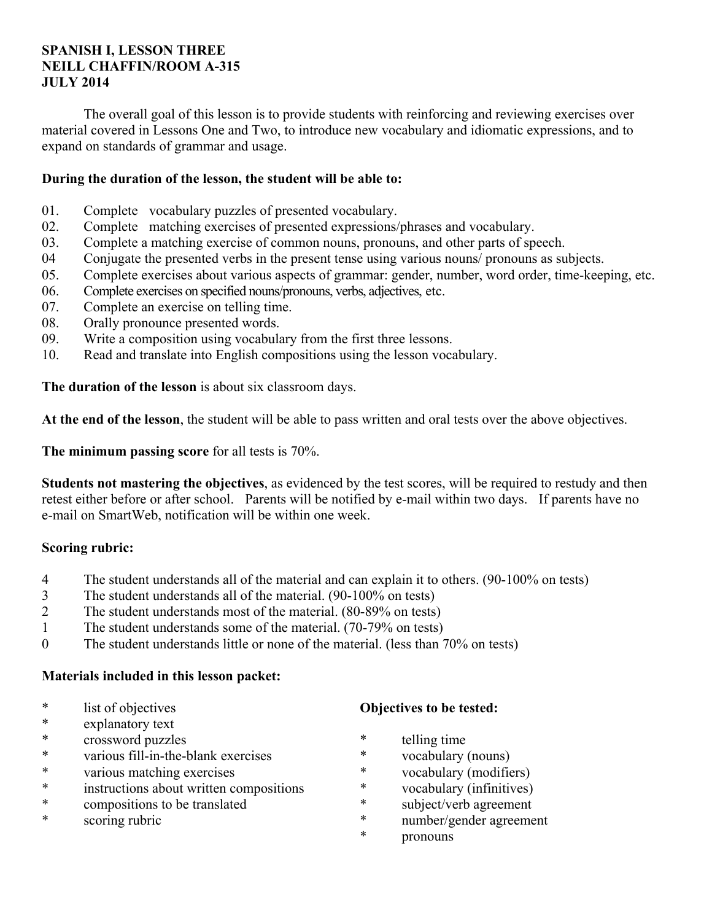**SPANISH I, LESSON THREE**
**NEILL CHAFFIN/ROOM A-315**
**JULY 2014**

The overall goal of this lesson is to provide students with reinforcing and reviewing exercises over material covered in Lessons One and Two, to introduce new vocabulary and idiomatic expressions, and to expand on standards of grammar and usage.

**During the duration of the lesson, the student will be able to:**

01. Complete vocabulary puzzles of presented vocabulary.
02. Complete matching exercises of presented expressions/phrases and vocabulary.
03. Complete a matching exercise of common nouns, pronouns, and other parts of speech.
04 Conjugate the presented verbs in the present tense using various nouns/ pronouns as subjects.
05. Complete exercises about various aspects of grammar: gender, number, word order, time-keeping, etc.
06. Complete exercises on specified nouns/pronouns, verbs, adjectives, etc.
07. Complete an exercise on telling time.
08. Orally pronounce presented words.
09. Write a composition using vocabulary from the first three lessons.
10. Read and translate into English compositions using the lesson vocabulary.

**The duration of the lesson** is about six classroom days.

**At the end of the lesson**, the student will be able to pass written and oral tests over the above objectives.

**The minimum passing score** for all tests is 70%.

**Students not mastering the objectives**, as evidenced by the test scores, will be required to restudy and then retest either before or after school. Parents will be notified by e-mail within two days. If parents have no e-mail on SmartWeb, notification will be within one week.

**Scoring rubric:**

4 The student understands all of the material and can explain it to others. (90-100% on tests)
3 The student understands all of the material. (90-100% on tests)
2 The student understands most of the material. (80-89% on tests)
1 The student understands some of the material. (70-79% on tests)
0 The student understands little or none of the material. (less than 70% on tests)

**Materials included in this lesson packet:**

* list of objectives
* explanatory text
* crossword puzzles
* various fill-in-the-blank exercises
* various matching exercises
* instructions about written compositions
* compositions to be translated
* scoring rubric

**Objectives to be tested:**

* telling time
* vocabulary (nouns)
* vocabulary (modifiers)
* vocabulary (infinitives)
* subject/verb agreement
* number/gender agreement
* pronouns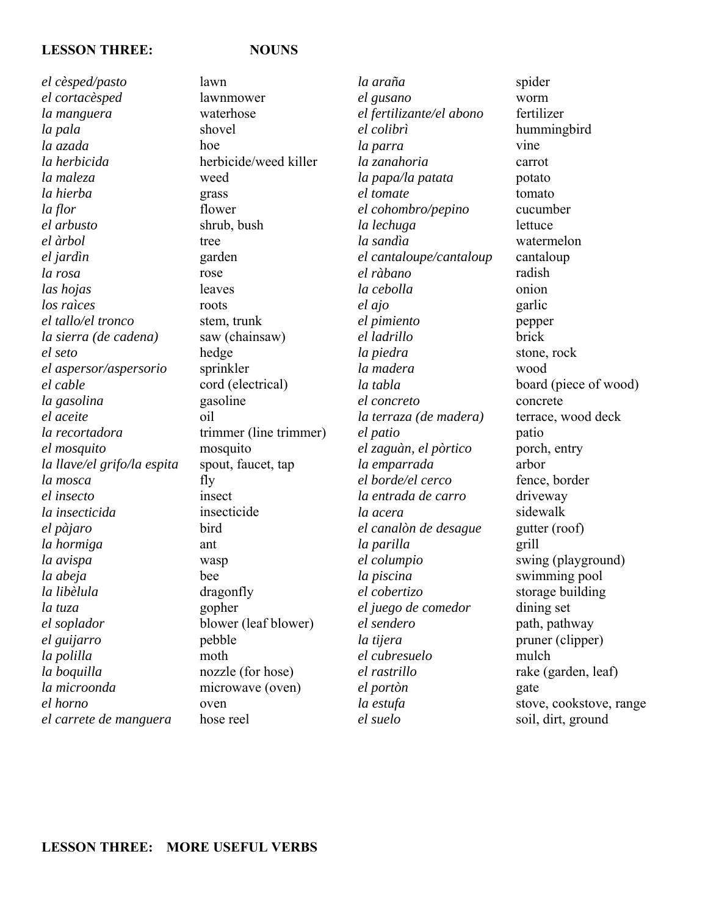**LESSON THREE: NOUNS**

| | | | |
|---|---|---|---|
| *el cèsped/pasto* | lawn | *la araña* | spider |
| *el cortacèsped* | lawnmower | *el gusano* | worm |
| *la manguera* | waterhose | *el fertilizante/el abono* | fertilizer |
| *la pala* | shovel | *el colibrì* | hummingbird |
| *la azada* | hoe | *la parra* | vine |
| *la herbicida* | herbicide/weed killer | *la zanahoria* | carrot |
| *la maleza* | weed | *la papa/la patata* | potato |
| *la hierba* | grass | *el tomate* | tomato |
| *la flor* | flower | *el cohombro/pepino* | cucumber |
| *el arbusto* | shrub, bush | *la lechuga* | lettuce |
| *el àrbol* | tree | *la sandìa* | watermelon |
| *el jardìn* | garden | *el cantaloupe/cantaloup* | cantaloup |
| *la rosa* | rose | *el ràbano* | radish |
| *las hojas* | leaves | *la cebolla* | onion |
| *los raìces* | roots | *el ajo* | garlic |
| *el tallo/el tronco* | stem, trunk | *el pimiento* | pepper |
| *la sierra (de cadena)* | saw (chainsaw) | *el ladrillo* | brick |
| *el seto* | hedge | *la piedra* | stone, rock |
| *el aspersor/aspersorio* | sprinkler | *la madera* | wood |
| *el cable* | cord (electrical) | *la tabla* | board (piece of wood) |
| *la gasolina* | gasoline | *el concreto* | concrete |
| *el aceite* | oil | *la terraza (de madera)* | terrace, wood deck |
| *la recortadora* | trimmer (line trimmer) | *el patio* | patio |
| *el mosquito* | mosquito | *el zaguàn, el pòrtico* | porch, entry |
| *la llave/el grifo/la espita* | spout, faucet, tap | *la emparrada* | arbor |
| *la mosca* | fly | *el borde/el cerco* | fence, border |
| *el insecto* | insect | *la entrada de carro* | driveway |
| *la insecticida* | insecticide | *la acera* | sidewalk |
| *el pàjaro* | bird | *el canalòn de desague* | gutter (roof) |
| *la hormiga* | ant | *la parilla* | grill |
| *la avispa* | wasp | *el columpio* | swing (playground) |
| *la abeja* | bee | *la piscina* | swimming pool |
| *la libèlula* | dragonfly | *el cobertizo* | storage building |
| *la tuza* | gopher | *el juego de comedor* | dining set |
| *el soplador* | blower (leaf blower) | *el sendero* | path, pathway |
| *el guijarro* | pebble | *la tijera* | pruner (clipper) |
| *la polilla* | moth | *el cubresuelo* | mulch |
| *la boquilla* | nozzle (for hose) | *el rastrillo* | rake (garden, leaf) |
| *la microonda* | microwave (oven) | *el portòn* | gate |
| *el horno* | oven | *la estufa* | stove, cookstove, range |
| *el carrete de manguera* | hose reel | *el suelo* | soil, dirt, ground |

**LESSON THREE: MORE USEFUL VERBS**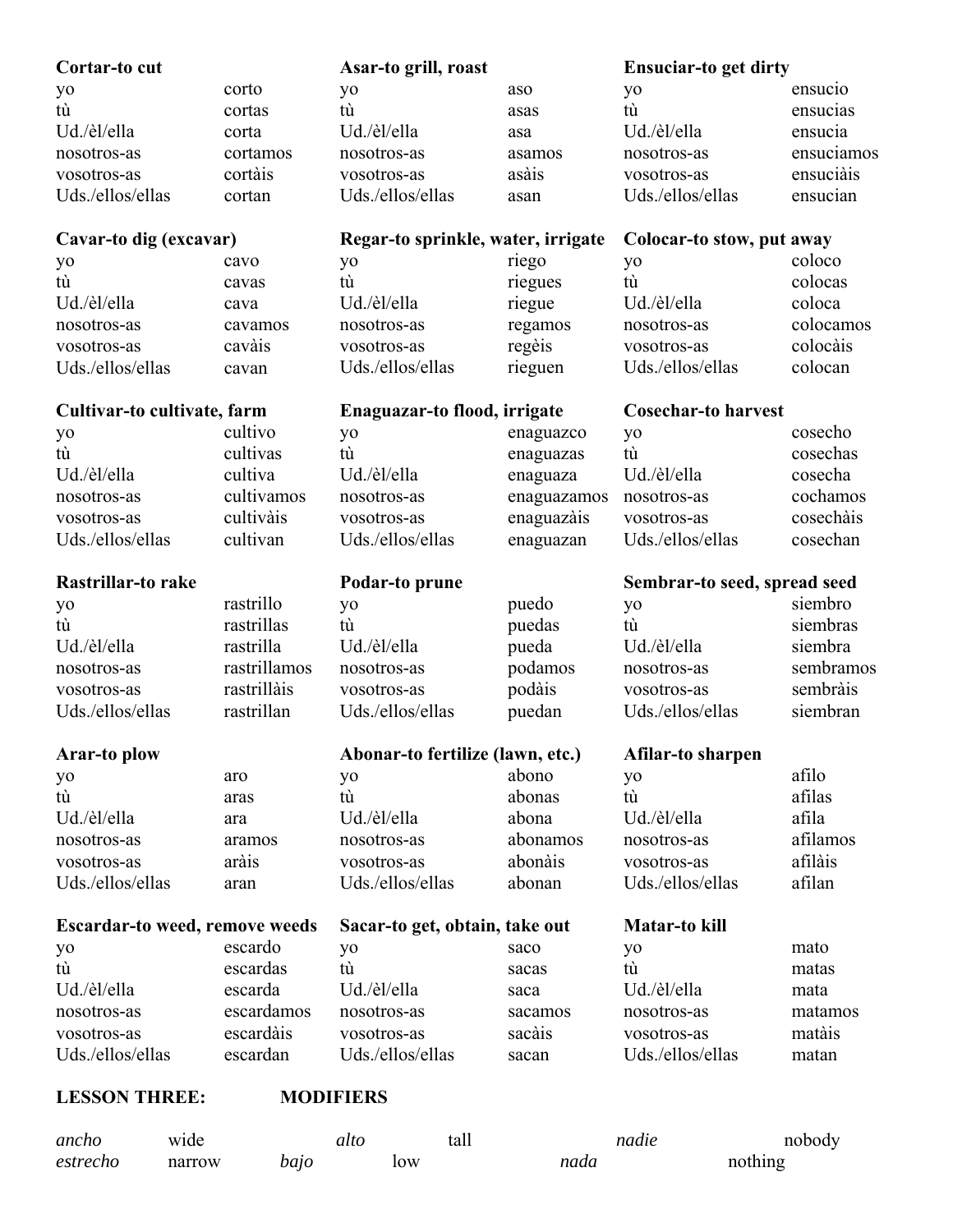**Cortar-to cut**

| | |
|---|---|
| yo | corto |
| tù | cortas |
| Ud./èl/ella | corta |
| nosotros-as | cortamos |
| vosotros-as | cortàis |
| Uds./ellos/ellas | cortan |

**Asar-to grill, roast**

| | |
|---|---|
| yo | aso |
| tù | asas |
| Ud./èl/ella | asa |
| nosotros-as | asamos |
| vosotros-as | asàis |
| Uds./ellos/ellas | asan |

**Ensuciar-to get dirty**

| | |
|---|---|
| yo | ensucio |
| tù | ensucias |
| Ud./èl/ella | ensucia |
| nosotros-as | ensuciamos |
| vosotros-as | ensuciàis |
| Uds./ellos/ellas | ensucian |

**Cavar-to dig (excavar)**

| | |
|---|---|
| yo | cavo |
| tù | cavas |
| Ud./èl/ella | cava |
| nosotros-as | cavamos |
| vosotros-as | cavàis |
| Uds./ellos/ellas | cavan |

**Regar-to sprinkle, water, irrigate**

| | |
|---|---|
| yo | riego |
| tù | riegues |
| Ud./èl/ella | riegue |
| nosotros-as | regamos |
| vosotros-as | regèis |
| Uds./ellos/ellas | rieguen |

**Colocar-to stow, put away**

| | |
|---|---|
| yo | coloco |
| tù | colocas |
| Ud./èl/ella | coloca |
| nosotros-as | colocamos |
| vosotros-as | colocàis |
| Uds./ellos/ellas | colocan |

**Cultivar-to cultivate, farm**

| | |
|---|---|
| yo | cultivo |
| tù | cultivas |
| Ud./èl/ella | cultiva |
| nosotros-as | cultivamos |
| vosotros-as | cultivàis |
| Uds./ellos/ellas | cultivan |

**Enaguazar-to flood, irrigate**

| | |
|---|---|
| yo | enaguazco |
| tù | enaguazas |
| Ud./èl/ella | enaguaza |
| nosotros-as | enaguazamos |
| vosotros-as | enaguazàis |
| Uds./ellos/ellas | enaguazan |

**Cosechar-to harvest**

| | |
|---|---|
| yo | cosecho |
| tù | cosechas |
| Ud./èl/ella | cosecha |
| nosotros-as | cochamos |
| vosotros-as | cosechàis |
| Uds./ellos/ellas | cosechan |

**Rastrillar-to rake**

| | |
|---|---|
| yo | rastrillo |
| tù | rastrillas |
| Ud./èl/ella | rastrilla |
| nosotros-as | rastrillamos |
| vosotros-as | rastrillàis |
| Uds./ellos/ellas | rastrillan |

**Podar-to prune**

| | |
|---|---|
| yo | puedo |
| tù | puedas |
| Ud./èl/ella | pueda |
| nosotros-as | podamos |
| vosotros-as | podàis |
| Uds./ellos/ellas | puedan |

**Sembrar-to seed, spread seed**

| | |
|---|---|
| yo | siembro |
| tù | siembras |
| Ud./èl/ella | siembra |
| nosotros-as | sembramos |
| vosotros-as | sembràis |
| Uds./ellos/ellas | siembran |

**Arar-to plow**

| | |
|---|---|
| yo | aro |
| tù | aras |
| Ud./èl/ella | ara |
| nosotros-as | aramos |
| vosotros-as | aràis |
| Uds./ellos/ellas | aran |

**Abonar-to fertilize (lawn, etc.)**

| | |
|---|---|
| yo | abono |
| tù | abonas |
| Ud./èl/ella | abona |
| nosotros-as | abonamos |
| vosotros-as | abonàis |
| Uds./ellos/ellas | abonan |

**Afilar-to sharpen**

| | |
|---|---|
| yo | afilo |
| tù | afilas |
| Ud./èl/ella | afila |
| nosotros-as | afilamos |
| vosotros-as | afilàis |
| Uds./ellos/ellas | afilan |

**Escardar-to weed, remove weeds**

| | |
|---|---|
| yo | escardo |
| tù | escardas |
| Ud./èl/ella | escarda |
| nosotros-as | escardamos |
| vosotros-as | escardàis |
| Uds./ellos/ellas | escardan |

**Sacar-to get, obtain, take out**

| | |
|---|---|
| yo | saco |
| tù | sacas |
| Ud./èl/ella | saca |
| nosotros-as | sacamos |
| vosotros-as | sacàis |
| Uds./ellos/ellas | sacan |

**Matar-to kill**

| | |
|---|---|
| yo | mato |
| tù | matas |
| Ud./èl/ella | mata |
| nosotros-as | matamos |
| vosotros-as | matàis |
| Uds./ellos/ellas | matan |

## LESSON THREE: MODIFIERS

| | | | | | |
|---|---|---|---|---|---|
| *ancho* | wide | *alto* | tall | *nadie* | nobody |
| *estrecho* | narrow | *bajo* | low | *nada* | nothing |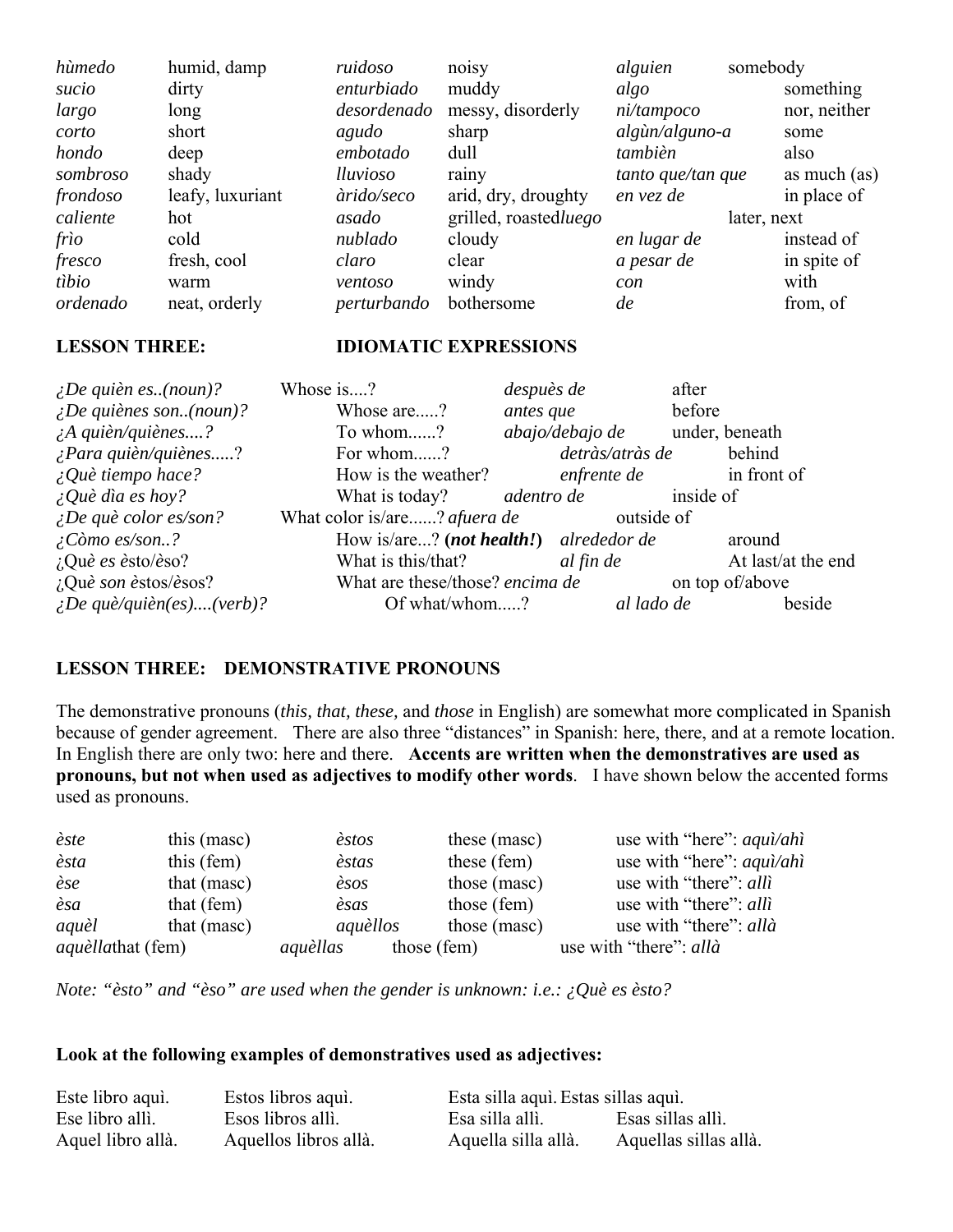| | | | | | |
|---|---|---|---|---|---|
| *hùmedo* | humid, damp | *ruidoso* | noisy | *alguien* | somebody |
| *sucio* | dirty | *enturbiado* | muddy | *algo* | something |
| *largo* | long | *desordenado* | messy, disorderly | *ni/tampoco* | nor, neither |
| *corto* | short | *agudo* | sharp | *algùn/alguno-a* | some |
| *hondo* | deep | *embotado* | dull | *tambièn* | also |
| *sombroso* | shady | *lluvioso* | rainy | *tanto que/tan que* | as much (as) |
| *frondoso* | leafy, luxuriant | *àrido/seco* | arid, dry, droughty | *en vez de* | in place of |
| *caliente* | hot | *asado* | grilled, roasted | *luego* | later, next |
| *frìo* | cold | *nublado* | cloudy | *en lugar de* | instead of |
| *fresco* | fresh, cool | *claro* | clear | *a pesar de* | in spite of |
| *tìbio* | warm | *ventoso* | windy | *con* | with |
| *ordenado* | neat, orderly | *perturbando* | bothersome | *de* | from, of |

## LESSON THREE: IDIOMATIC EXPRESSIONS

| | | | |
|---|---|---|---|
| *¿De quièn es..(noun)?* | Whose is....? | *despuès de* | after |
| *¿De quiènes son..(noun)?* | Whose are.....? | *antes que* | before |
| *¿A quièn/quiènes....?* | To whom......? | *abajo/debajo de* | under, beneath |
| *¿Para quièn/quiènes.....?* | For whom......? | *detràs/atràs de* | behind |
| *¿Què tiempo hace?* | How is the weather? | *enfrente de* | in front of |
| *¿Què dìa es hoy?* | What is today? | *adentro de* | inside of |
| *¿De què color es/son?* | What color is/are......? | *afuera de* | outside of |
| *¿Còmo es/son..?* | How is/are...? (***not health!***) | *alrededor de* | around |
| ¿Què *es* èsto/èso? | What is this/that? | *al fin de* | At last/at the end |
| ¿Què *son* èstos/èsos? | What are these/those? | *encima de* | on top of/above |
| *¿De què/quièn(es)....(verb)?* | Of what/whom.....? | *al lado de* | beside |

## LESSON THREE: DEMONSTRATIVE PRONOUNS

The demonstrative pronouns (*this, that, these,* and *those* in English) are somewhat more complicated in Spanish because of gender agreement. There are also three "distances" in Spanish: here, there, and at a remote location. In English there are only two: here and there. **Accents are written when the demonstratives are used as pronouns, but not when used as adjectives to modify other words**. I have shown below the accented forms used as pronouns.

| | | | | |
|---|---|---|---|---|
| *èste* | this (masc) | *èstos* | these (masc) | use with "here": *aquì/ahì* |
| *èsta* | this (fem) | *èstas* | these (fem) | use with "here": *aquì/ahì* |
| *èse* | that (masc) | *èsos* | those (masc) | use with "there": *allì* |
| *èsa* | that (fem) | *èsas* | those (fem) | use with "there": *allì* |
| *aquèl* | that (masc) | *aquèllos* | those (masc) | use with "there": *allà* |
| *aquèlla* | that (fem) | *aquèllas* | those (fem) | use with "there": *allà* |

*Note: "èsto" and "èso" are used when the gender is unknown: i.e.: ¿Què es èsto?*

**Look at the following examples of demonstratives used as adjectives:**

| | | | |
|---|---|---|---|
| Este libro aquì. | Estos libros aquì. | Esta silla aquì. | Estas sillas aquì. |
| Ese libro allì. | Esos libros allì. | Esa silla allì. | Esas sillas allì. |
| Aquel libro allà. | Aquellos libros allà. | Aquella silla allà. | Aquellas sillas allà. |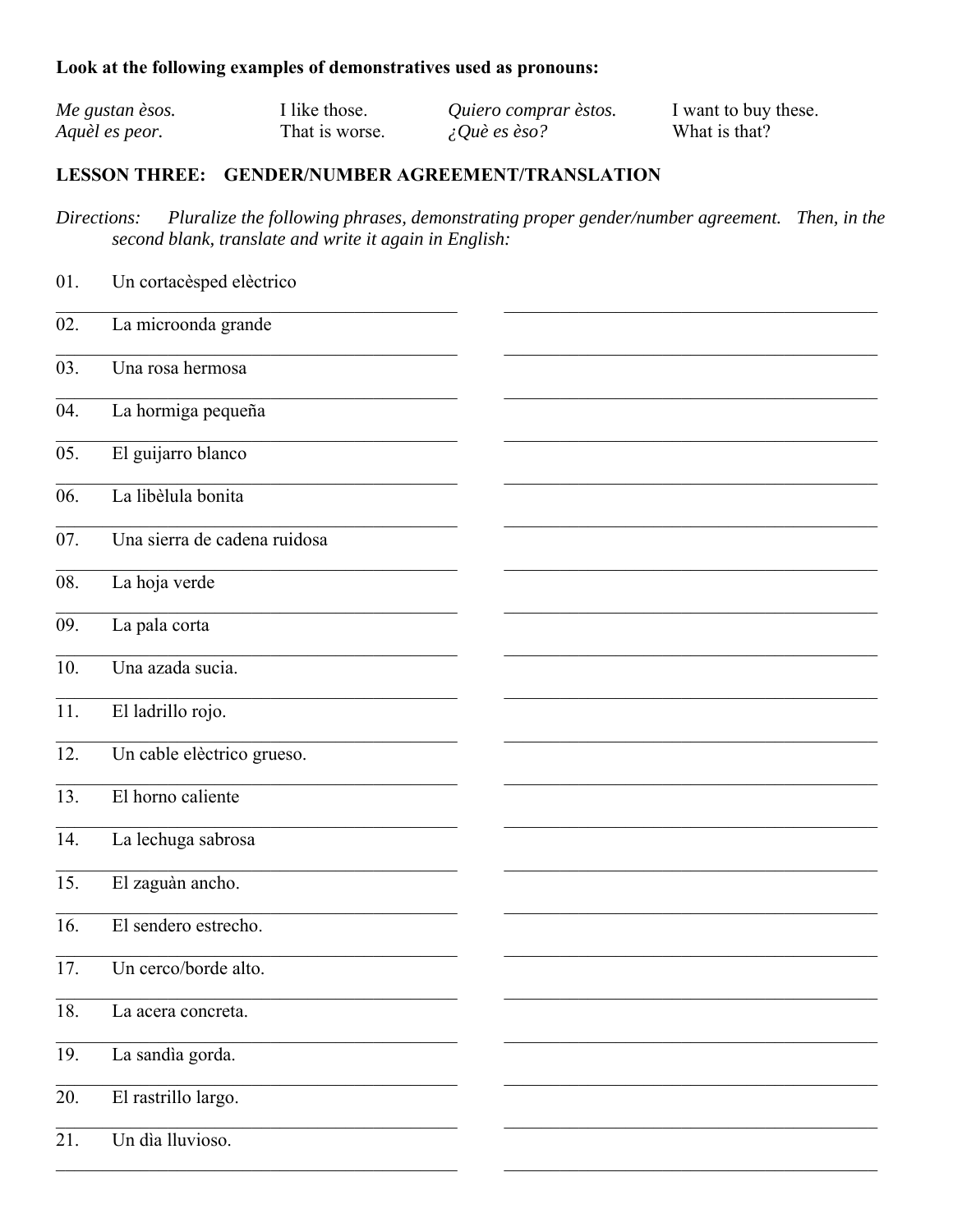**Look at the following examples of demonstratives used as pronouns:**

| | | | |
|---|---|---|---|
| *Me gustan èsos.* | I like those. | *Quiero comprar èstos.* | I want to buy these. |
| *Aquèl es peor.* | That is worse. | *¿Què es èso?* | What is that? |

**LESSON THREE: GENDER/NUMBER AGREEMENT/TRANSLATION**

*Directions: Pluralize the following phrases, demonstrating proper gender/number agreement. Then, in the second blank, translate and write it again in English:*

01. Un cortacèsped elèctrico

______________________________ ______________________________

02. La microonda grande

______________________________ ______________________________

03. Una rosa hermosa

______________________________ ______________________________

04. La hormiga pequeña

______________________________ ______________________________

05. El guijarro blanco

______________________________ ______________________________

06. La libèlula bonita

______________________________ ______________________________

07. Una sierra de cadena ruidosa

______________________________ ______________________________

08. La hoja verde

______________________________ ______________________________

09. La pala corta

______________________________ ______________________________

10. Una azada sucia.

______________________________ ______________________________

11. El ladrillo rojo.

______________________________ ______________________________

12. Un cable elèctrico grueso.

______________________________ ______________________________

13. El horno caliente

______________________________ ______________________________

14. La lechuga sabrosa

______________________________ ______________________________

15. El zaguàn ancho.

______________________________ ______________________________

16. El sendero estrecho.

______________________________ ______________________________

17. Un cerco/borde alto.

______________________________ ______________________________

18. La acera concreta.

______________________________ ______________________________

19. La sandìa gorda.

______________________________ ______________________________

20. El rastrillo largo.

______________________________ ______________________________

21. Un dìa lluvioso.

______________________________ ______________________________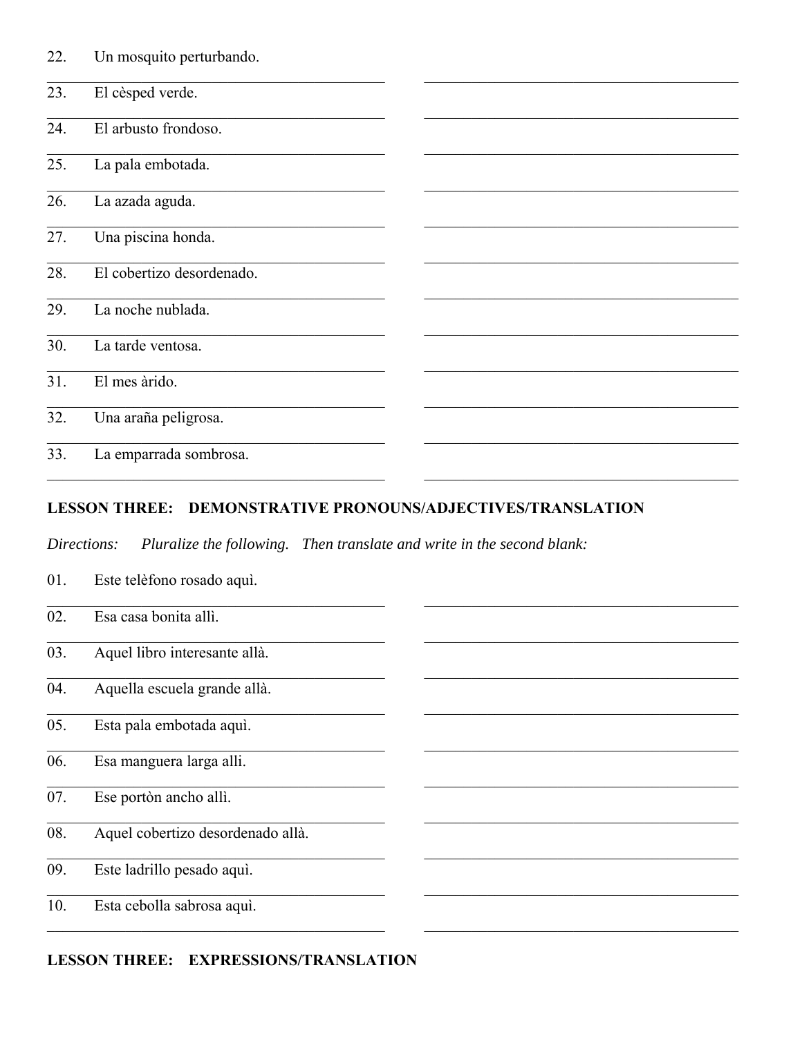22. Un mosquito perturbando.

23. El cèsped verde.

24. El arbusto frondoso.

25. La pala embotada.

26. La azada aguda.

27. Una piscina honda.

28. El cobertizo desordenado.

29. La noche nublada.

30. La tarde ventosa.

31. El mes àrido.

32. Una araña peligrosa.

33. La emparrada sombrosa.

**LESSON THREE: DEMONSTRATIVE PRONOUNS/ADJECTIVES/TRANSLATION**

*Directions: Pluralize the following. Then translate and write in the second blank:*

01. Este telèfono rosado aquì.

02. Esa casa bonita allì.

03. Aquel libro interesante allà.

04. Aquella escuela grande allà.

05. Esta pala embotada aquì.

06. Esa manguera larga alli.

07. Ese portòn ancho allì.

08. Aquel cobertizo desordenado allà.

09. Este ladrillo pesado aquì.

10. Esta cebolla sabrosa aquì.

**LESSON THREE: EXPRESSIONS/TRANSLATION**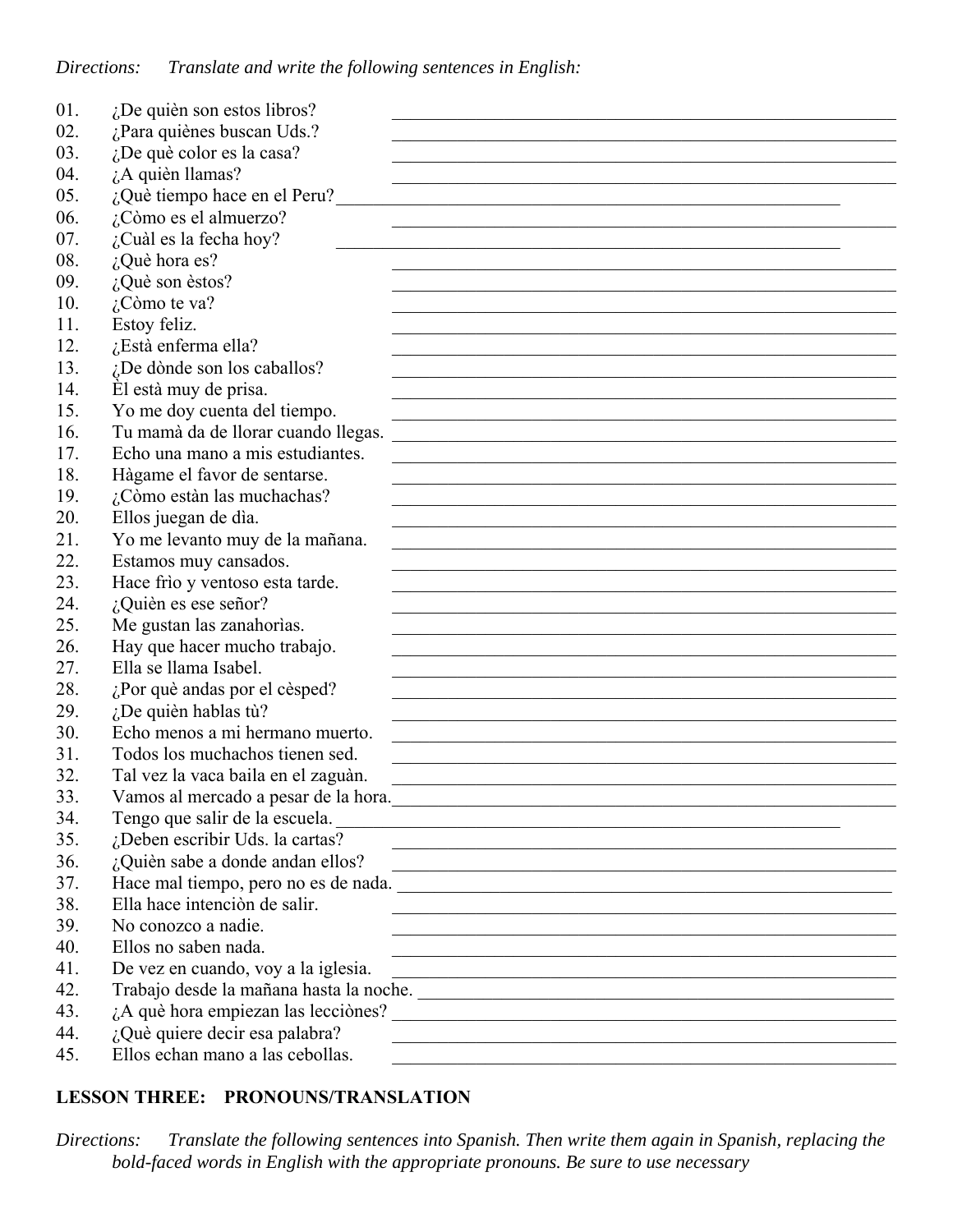*Directions: Translate and write the following sentences in English:*

01. ¿De quièn son estos libros? \_\_\_\_\_\_\_\_\_\_\_\_\_\_\_\_\_\_\_\_\_\_\_\_\_\_\_\_\_\_\_\_
02. ¿Para quiènes buscan Uds.? \_\_\_\_\_\_\_\_\_\_\_\_\_\_\_\_\_\_\_\_\_\_\_\_\_\_\_\_\_\_\_\_
03. ¿De què color es la casa? \_\_\_\_\_\_\_\_\_\_\_\_\_\_\_\_\_\_\_\_\_\_\_\_\_\_\_\_\_\_\_\_
04. ¿A quièn llamas? \_\_\_\_\_\_\_\_\_\_\_\_\_\_\_\_\_\_\_\_\_\_\_\_\_\_\_\_\_\_\_\_
05. ¿Què tiempo hace en el Peru? \_\_\_\_\_\_\_\_\_\_\_\_\_\_\_\_\_\_\_\_\_\_\_\_\_\_\_\_\_\_\_\_
06. ¿Còmo es el almuerzo? \_\_\_\_\_\_\_\_\_\_\_\_\_\_\_\_\_\_\_\_\_\_\_\_\_\_\_\_\_\_\_\_
07. ¿Cuàl es la fecha hoy? \_\_\_\_\_\_\_\_\_\_\_\_\_\_\_\_\_\_\_\_\_\_\_\_\_\_\_\_\_\_\_\_
08. ¿Què hora es? \_\_\_\_\_\_\_\_\_\_\_\_\_\_\_\_\_\_\_\_\_\_\_\_\_\_\_\_\_\_\_\_
09. ¿Què son èstos? \_\_\_\_\_\_\_\_\_\_\_\_\_\_\_\_\_\_\_\_\_\_\_\_\_\_\_\_\_\_\_\_
10. ¿Còmo te va? \_\_\_\_\_\_\_\_\_\_\_\_\_\_\_\_\_\_\_\_\_\_\_\_\_\_\_\_\_\_\_\_
11. Estoy feliz. \_\_\_\_\_\_\_\_\_\_\_\_\_\_\_\_\_\_\_\_\_\_\_\_\_\_\_\_\_\_\_\_
12. ¿Està enferma ella? \_\_\_\_\_\_\_\_\_\_\_\_\_\_\_\_\_\_\_\_\_\_\_\_\_\_\_\_\_\_\_\_
13. ¿De dònde son los caballos? \_\_\_\_\_\_\_\_\_\_\_\_\_\_\_\_\_\_\_\_\_\_\_\_\_\_\_\_\_\_\_\_
14. Èl està muy de prisa. \_\_\_\_\_\_\_\_\_\_\_\_\_\_\_\_\_\_\_\_\_\_\_\_\_\_\_\_\_\_\_\_
15. Yo me doy cuenta del tiempo. \_\_\_\_\_\_\_\_\_\_\_\_\_\_\_\_\_\_\_\_\_\_\_\_\_\_\_\_\_\_\_\_
16. Tu mamà da de llorar cuando llegas. \_\_\_\_\_\_\_\_\_\_\_\_\_\_\_\_\_\_\_\_\_\_\_\_\_\_\_\_\_\_\_\_
17. Echo una mano a mis estudiantes. \_\_\_\_\_\_\_\_\_\_\_\_\_\_\_\_\_\_\_\_\_\_\_\_\_\_\_\_\_\_\_\_
18. Hàgame el favor de sentarse. \_\_\_\_\_\_\_\_\_\_\_\_\_\_\_\_\_\_\_\_\_\_\_\_\_\_\_\_\_\_\_\_
19. ¿Còmo estàn las muchachas? \_\_\_\_\_\_\_\_\_\_\_\_\_\_\_\_\_\_\_\_\_\_\_\_\_\_\_\_\_\_\_\_
20. Ellos juegan de dìa. \_\_\_\_\_\_\_\_\_\_\_\_\_\_\_\_\_\_\_\_\_\_\_\_\_\_\_\_\_\_\_\_
21. Yo me levanto muy de la mañana. \_\_\_\_\_\_\_\_\_\_\_\_\_\_\_\_\_\_\_\_\_\_\_\_\_\_\_\_\_\_\_\_
22. Estamos muy cansados. \_\_\_\_\_\_\_\_\_\_\_\_\_\_\_\_\_\_\_\_\_\_\_\_\_\_\_\_\_\_\_\_
23. Hace frìo y ventoso esta tarde. \_\_\_\_\_\_\_\_\_\_\_\_\_\_\_\_\_\_\_\_\_\_\_\_\_\_\_\_\_\_\_\_
24. ¿Quièn es ese señor? \_\_\_\_\_\_\_\_\_\_\_\_\_\_\_\_\_\_\_\_\_\_\_\_\_\_\_\_\_\_\_\_
25. Me gustan las zanahorìas. \_\_\_\_\_\_\_\_\_\_\_\_\_\_\_\_\_\_\_\_\_\_\_\_\_\_\_\_\_\_\_\_
26. Hay que hacer mucho trabajo. \_\_\_\_\_\_\_\_\_\_\_\_\_\_\_\_\_\_\_\_\_\_\_\_\_\_\_\_\_\_\_\_
27. Ella se llama Isabel. \_\_\_\_\_\_\_\_\_\_\_\_\_\_\_\_\_\_\_\_\_\_\_\_\_\_\_\_\_\_\_\_
28. ¿Por què andas por el cèsped? \_\_\_\_\_\_\_\_\_\_\_\_\_\_\_\_\_\_\_\_\_\_\_\_\_\_\_\_\_\_\_\_
29. ¿De quièn hablas tù? \_\_\_\_\_\_\_\_\_\_\_\_\_\_\_\_\_\_\_\_\_\_\_\_\_\_\_\_\_\_\_\_
30. Echo menos a mi hermano muerto. \_\_\_\_\_\_\_\_\_\_\_\_\_\_\_\_\_\_\_\_\_\_\_\_\_\_\_\_\_\_\_\_
31. Todos los muchachos tienen sed. \_\_\_\_\_\_\_\_\_\_\_\_\_\_\_\_\_\_\_\_\_\_\_\_\_\_\_\_\_\_\_\_
32. Tal vez la vaca baila en el zaguàn. \_\_\_\_\_\_\_\_\_\_\_\_\_\_\_\_\_\_\_\_\_\_\_\_\_\_\_\_\_\_\_\_
33. Vamos al mercado a pesar de la hora. \_\_\_\_\_\_\_\_\_\_\_\_\_\_\_\_\_\_\_\_\_\_\_\_\_\_\_\_\_\_\_\_
34. Tengo que salir de la escuela. \_\_\_\_\_\_\_\_\_\_\_\_\_\_\_\_\_\_\_\_\_\_\_\_\_\_\_\_\_\_\_\_
35. ¿Deben escribir Uds. la cartas? \_\_\_\_\_\_\_\_\_\_\_\_\_\_\_\_\_\_\_\_\_\_\_\_\_\_\_\_\_\_\_\_
36. ¿Quièn sabe a donde andan ellos? \_\_\_\_\_\_\_\_\_\_\_\_\_\_\_\_\_\_\_\_\_\_\_\_\_\_\_\_\_\_\_\_
37. Hace mal tiempo, pero no es de nada. \_\_\_\_\_\_\_\_\_\_\_\_\_\_\_\_\_\_\_\_\_\_\_\_\_\_\_\_\_\_\_\_
38. Ella hace intenciòn de salir. \_\_\_\_\_\_\_\_\_\_\_\_\_\_\_\_\_\_\_\_\_\_\_\_\_\_\_\_\_\_\_\_
39. No conozco a nadie. \_\_\_\_\_\_\_\_\_\_\_\_\_\_\_\_\_\_\_\_\_\_\_\_\_\_\_\_\_\_\_\_
40. Ellos no saben nada. \_\_\_\_\_\_\_\_\_\_\_\_\_\_\_\_\_\_\_\_\_\_\_\_\_\_\_\_\_\_\_\_
41. De vez en cuando, voy a la iglesia. \_\_\_\_\_\_\_\_\_\_\_\_\_\_\_\_\_\_\_\_\_\_\_\_\_\_\_\_\_\_\_\_
42. Trabajo desde la mañana hasta la noche. \_\_\_\_\_\_\_\_\_\_\_\_\_\_\_\_\_\_\_\_\_\_\_\_\_\_\_\_\_\_\_\_
43. ¿A què hora empiezan las lecciònes? \_\_\_\_\_\_\_\_\_\_\_\_\_\_\_\_\_\_\_\_\_\_\_\_\_\_\_\_\_\_\_\_
44. ¿Què quiere decir esa palabra? \_\_\_\_\_\_\_\_\_\_\_\_\_\_\_\_\_\_\_\_\_\_\_\_\_\_\_\_\_\_\_\_
45. Ellos echan mano a las cebollas. \_\_\_\_\_\_\_\_\_\_\_\_\_\_\_\_\_\_\_\_\_\_\_\_\_\_\_\_\_\_\_\_

## LESSON THREE: PRONOUNS/TRANSLATION

*Directions: Translate the following sentences into Spanish. Then write them again in Spanish, replacing the bold-faced words in English with the appropriate pronouns. Be sure to use necessary*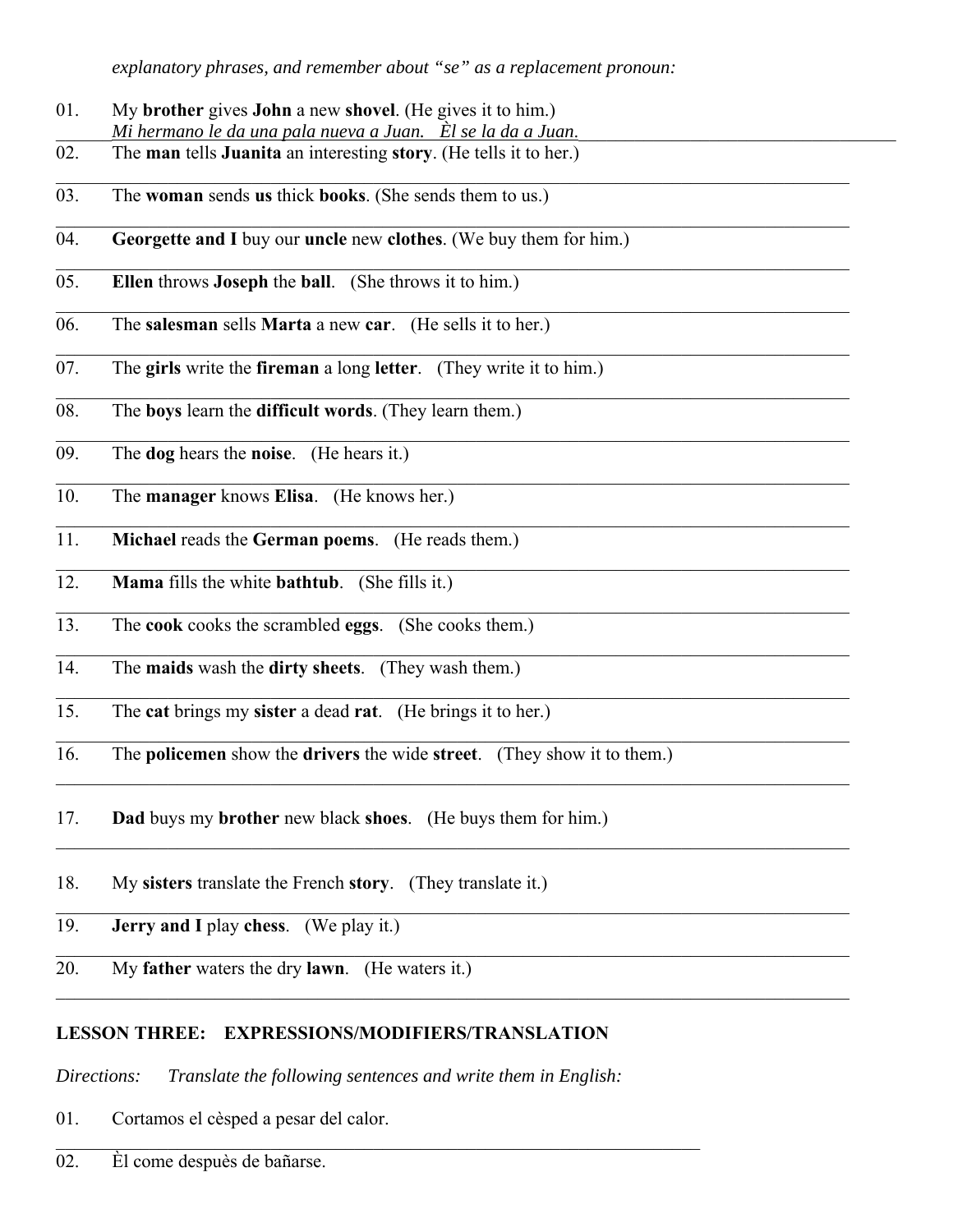*explanatory phrases, and remember about "se" as a replacement pronoun:*

01. My **brother** gives **John** a new **shovel**. (He gives it to him.)
    *Mi hermano le da una pala nueva a Juan. Èl se la da a Juan.*

02. The **man** tells **Juanita** an interesting **story**. (He tells it to her.)

03. The **woman** sends **us** thick **books**. (She sends them to us.)

04. **Georgette and I** buy our **uncle** new **clothes**. (We buy them for him.)

05. **Ellen** throws **Joseph** the **ball**. (She throws it to him.)

06. The **salesman** sells **Marta** a new **car**. (He sells it to her.)

07. The **girls** write the **fireman** a long **letter**. (They write it to him.)

08. The **boys** learn the **difficult words**. (They learn them.)

09. The **dog** hears the **noise**. (He hears it.)

10. The **manager** knows **Elisa**. (He knows her.)

11. **Michael** reads the **German poems**. (He reads them.)

12. **Mama** fills the white **bathtub**. (She fills it.)

13. The **cook** cooks the scrambled **eggs**. (She cooks them.)

14. The **maids** wash the **dirty sheets**. (They wash them.)

15. The **cat** brings my **sister** a dead **rat**. (He brings it to her.)

16. The **policemen** show the **drivers** the wide **street**. (They show it to them.)

17. **Dad** buys my **brother** new black **shoes**. (He buys them for him.)

18. My **sisters** translate the French **story**. (They translate it.)

19. **Jerry and I** play **chess**. (We play it.)

20. My **father** waters the dry **lawn**. (He waters it.)

## LESSON THREE: EXPRESSIONS/MODIFIERS/TRANSLATION

*Directions: Translate the following sentences and write them in English:*

01. Cortamos el cèsped a pesar del calor.

02. Èl come despuès de bañarse.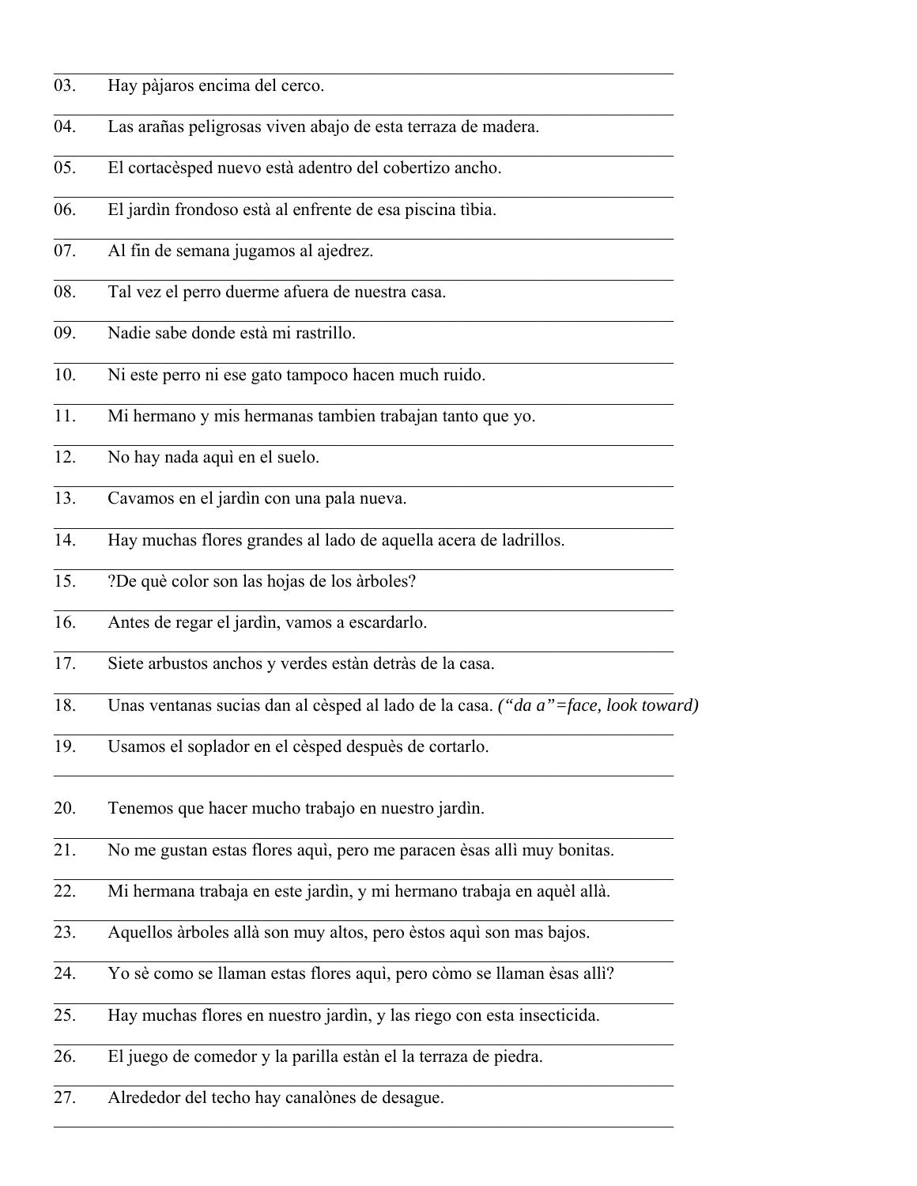03. Hay pàjaros encima del cerco.

04. Las arañas peligrosas viven abajo de esta terraza de madera.

05. El cortacèsped nuevo està adentro del cobertizo ancho.

06. El jardìn frondoso està al enfrente de esa piscina tìbia.

07. Al fin de semana jugamos al ajedrez.

08. Tal vez el perro duerme afuera de nuestra casa.

09. Nadie sabe donde està mi rastrillo.

10. Ni este perro ni ese gato tampoco hacen much ruido.

11. Mi hermano y mis hermanas tambien trabajan tanto que yo.

12. No hay nada aquì en el suelo.

13. Cavamos en el jardìn con una pala nueva.

14. Hay muchas flores grandes al lado de aquella acera de ladrillos.

15. ?De què color son las hojas de los àrboles?

16. Antes de regar el jardìn, vamos a escardarlo.

17. Siete arbustos anchos y verdes estàn detràs de la casa.

18. Unas ventanas sucias dan al cèsped al lado de la casa. *("da a"=face, look toward)*

19. Usamos el soplador en el cèsped despuès de cortarlo.

20. Tenemos que hacer mucho trabajo en nuestro jardìn.

21. No me gustan estas flores aquì, pero me paracen èsas allì muy bonitas.

22. Mi hermana trabaja en este jardìn, y mi hermano trabaja en aquèl allà.

23. Aquellos àrboles allà son muy altos, pero èstos aquì son mas bajos.

24. Yo sè como se llaman estas flores aquì, pero còmo se llaman èsas allì?

25. Hay muchas flores en nuestro jardìn, y las riego con esta insecticida.

26. El juego de comedor y la parilla estàn el la terraza de piedra.

27. Alrededor del techo hay canalònes de desague.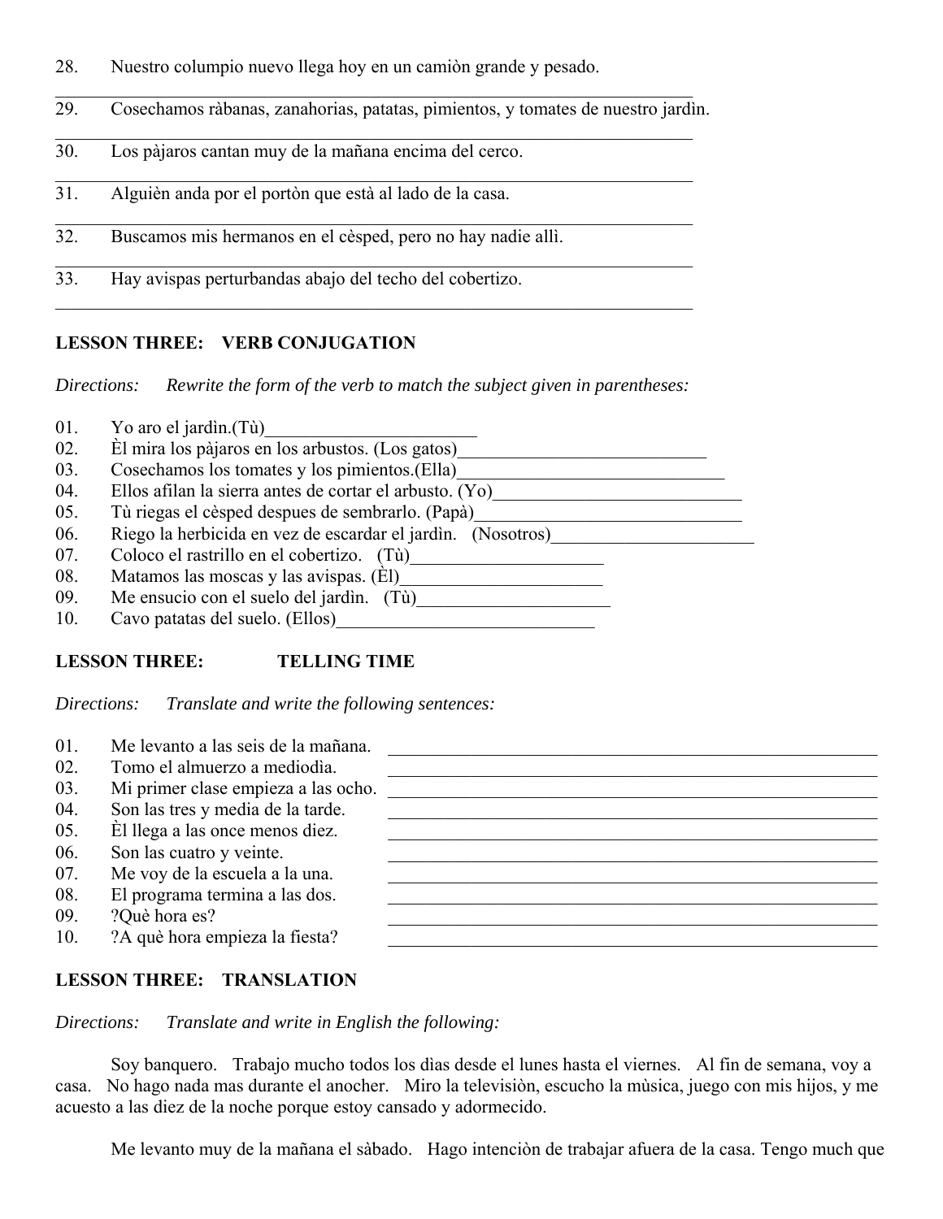28. Nuestro columpio nuevo llega hoy en un camiòn grande y pesado.

_______________________________________________________________________

29. Cosechamos ràbanas, zanahorias, patatas, pimientos, y tomates de nuestro jardìn.

_______________________________________________________________________

30. Los pàjaros cantan muy de la mañana encima del cerco.

_______________________________________________________________________

31. Alguièn anda por el portòn que està al lado de la casa.

_______________________________________________________________________

32. Buscamos mis hermanos en el cèsped, pero no hay nadie allì.

_______________________________________________________________________

33. Hay avispas perturbandas abajo del techo del cobertizo.

_______________________________________________________________________

**LESSON THREE: VERB CONJUGATION**

*Directions: Rewrite the form of the verb to match the subject given in parentheses:*

01. Yo aro el jardìn.(Tù)________________________
02. Èl mira los pàjaros en los arbustos. (Los gatos)_____________________________
03. Cosechamos los tomates y los pimientos.(Ella)_______________________________
04. Ellos afilan la sierra antes de cortar el arbusto. (Yo)____________________________
05. Tù riegas el cèsped despues de sembrarlo. (Papà)______________________________
06. Riego la herbicida en vez de escardar el jardìn. (Nosotros)_______________________
07. Coloco el rastrillo en el cobertizo. (Tù)_____________________
08. Matamos las moscas y las avispas. (Èl)_______________________
09. Me ensucio con el suelo del jardìn. (Tù)______________________
10. Cavo patatas del suelo. (Ellos)_____________________________

**LESSON THREE: TELLING TIME**

*Directions: Translate and write the following sentences:*

01. Me levanto a las seis de la mañana. ____________________________________________
02. Tomo el almuerzo a mediodìa. ____________________________________________
03. Mi primer clase empieza a las ocho. ____________________________________________
04. Son las tres y media de la tarde. ____________________________________________
05. Èl llega a las once menos diez. ____________________________________________
06. Son las cuatro y veinte. ____________________________________________
07. Me voy de la escuela a la una. ____________________________________________
08. El programa termina a las dos. ____________________________________________
09. ?Què hora es? ____________________________________________
10. ?A què hora empieza la fiesta? ____________________________________________

**LESSON THREE: TRANSLATION**

*Directions: Translate and write in English the following:*

Soy banquero. Trabajo mucho todos los dìas desde el lunes hasta el viernes. Al fin de semana, voy a casa. No hago nada mas durante el anocher. Miro la televisiòn, escucho la mùsica, juego con mis hijos, y me acuesto a las diez de la noche porque estoy cansado y adormecido.

Me levanto muy de la mañana el sàbado. Hago intenciòn de trabajar afuera de la casa. Tengo much que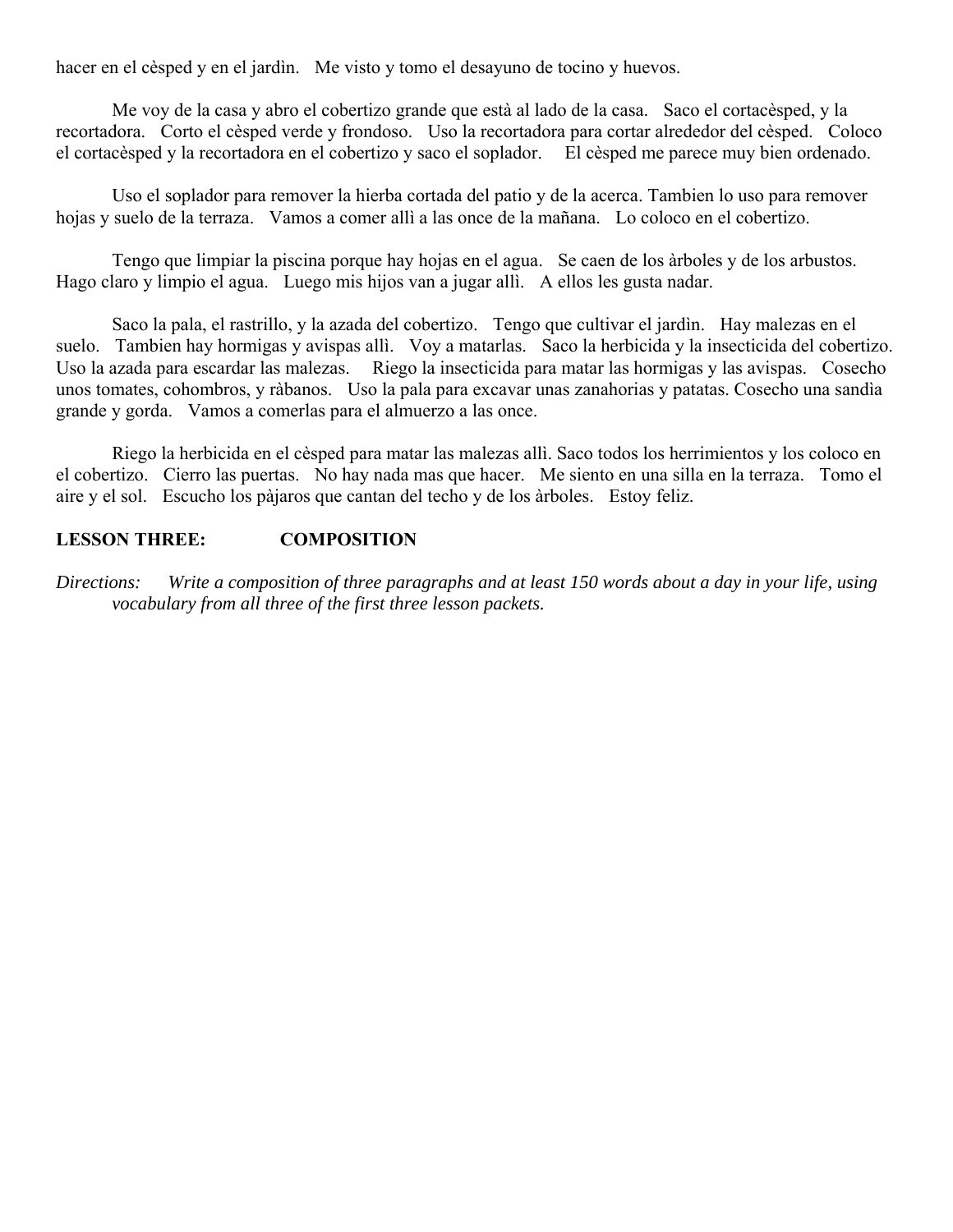hacer en el cèsped y en el jardìn. Me visto y tomo el desayuno de tocino y huevos.

Me voy de la casa y abro el cobertizo grande que està al lado de la casa. Saco el cortacèsped, y la recortadora. Corto el cèsped verde y frondoso. Uso la recortadora para cortar alrededor del cèsped. Coloco el cortacèsped y la recortadora en el cobertizo y saco el soplador. El cèsped me parece muy bien ordenado.

Uso el soplador para remover la hierba cortada del patio y de la acerca. Tambien lo uso para remover hojas y suelo de la terraza. Vamos a comer allì a las once de la mañana. Lo coloco en el cobertizo.

Tengo que limpiar la piscina porque hay hojas en el agua. Se caen de los àrboles y de los arbustos. Hago claro y limpio el agua. Luego mis hijos van a jugar allì. A ellos les gusta nadar.

Saco la pala, el rastrillo, y la azada del cobertizo. Tengo que cultivar el jardìn. Hay malezas en el suelo. Tambien hay hormigas y avispas allì. Voy a matarlas. Saco la herbicida y la insecticida del cobertizo. Uso la azada para escardar las malezas. Riego la insecticida para matar las hormigas y las avispas. Cosecho unos tomates, cohombros, y ràbanos. Uso la pala para excavar unas zanahorias y patatas. Cosecho una sandìa grande y gorda. Vamos a comerlas para el almuerzo a las once.

Riego la herbicida en el cèsped para matar las malezas allì. Saco todos los herrimientos y los coloco en el cobertizo. Cierro las puertas. No hay nada mas que hacer. Me siento en una silla en la terraza. Tomo el aire y el sol. Escucho los pàjaros que cantan del techo y de los àrboles. Estoy feliz.

**LESSON THREE: COMPOSITION**

*Directions: Write a composition of three paragraphs and at least 150 words about a day in your life, using vocabulary from all three of the first three lesson packets.*